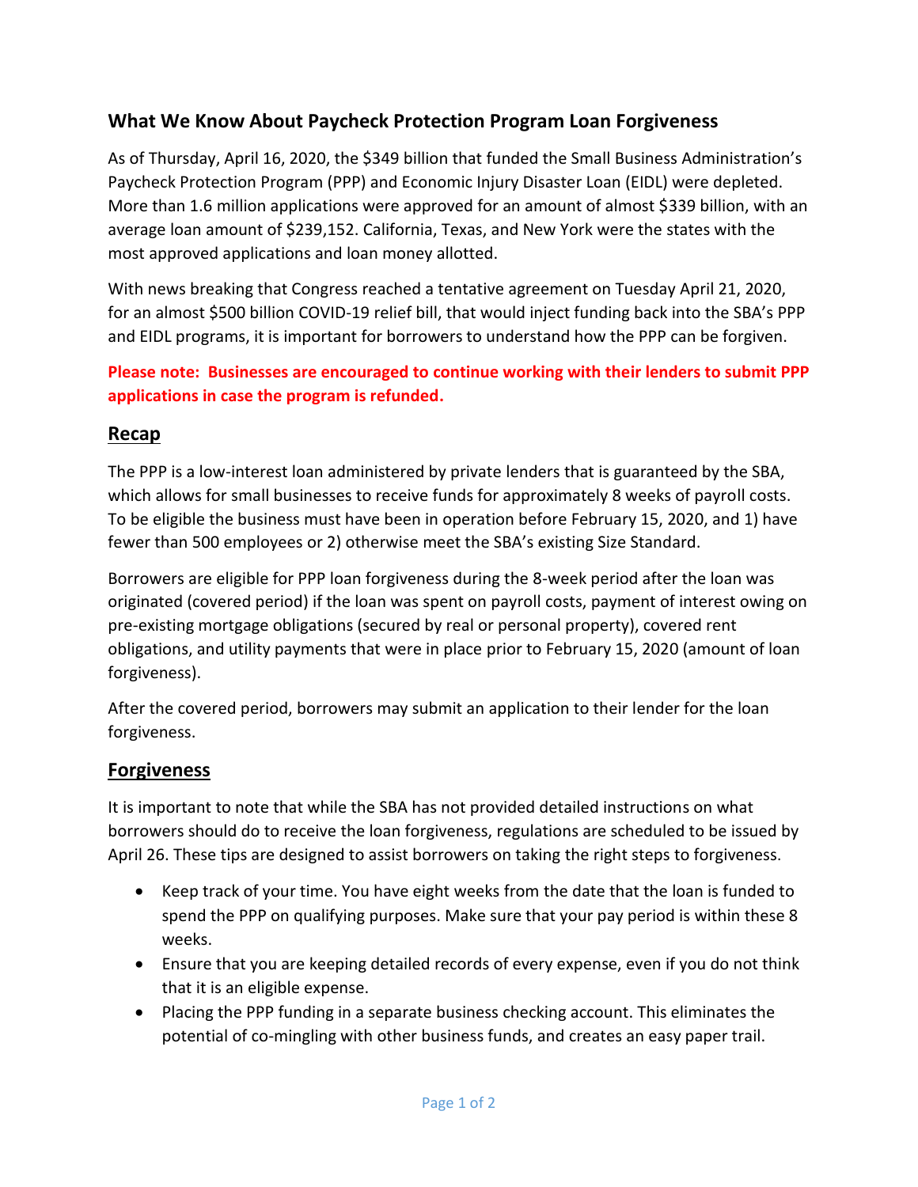## What We Know About Paycheck Protection Program Loan Forgiveness

As of Thursday, April 16, 2020, the $349 billion that funded the Small Business Administration's Paycheck Protection Program (PPP) and Economic Injury Disaster Loan (EIDL) were depleted. More than 1.6 million applications were approved for an amount of almost $339 billion, with an average loan amount of $239,152. California, Texas, and New York were the states with the most approved applications and loan money allotted.

With news breaking that Congress reached a tentative agreement on Tuesday April 21, 2020, for an almost $500 billion COVID-19 relief bill, that would inject funding back into the SBA's PPP and EIDL programs, it is important for borrowers to understand how the PPP can be forgiven.

**Please note: Businesses are encouraged to continue working with their lenders to submit PPP applications in case the program is refunded.**

### Recap

The PPP is a low-interest loan administered by private lenders that is guaranteed by the SBA, which allows for small businesses to receive funds for approximately 8 weeks of payroll costs. To be eligible the business must have been in operation before February 15, 2020, and 1) have fewer than 500 employees or 2) otherwise meet the SBA's existing Size Standard.

Borrowers are eligible for PPP loan forgiveness during the 8-week period after the loan was originated (covered period) if the loan was spent on payroll costs, payment of interest owing on pre-existing mortgage obligations (secured by real or personal property), covered rent obligations, and utility payments that were in place prior to February 15, 2020 (amount of loan forgiveness).

After the covered period, borrowers may submit an application to their lender for the loan forgiveness.

### Forgiveness

It is important to note that while the SBA has not provided detailed instructions on what borrowers should do to receive the loan forgiveness, regulations are scheduled to be issued by April 26. These tips are designed to assist borrowers on taking the right steps to forgiveness.

- Keep track of your time. You have eight weeks from the date that the loan is funded to spend the PPP on qualifying purposes. Make sure that your pay period is within these 8 weeks.
- Ensure that you are keeping detailed records of every expense, even if you do not think that it is an eligible expense.
- Placing the PPP funding in a separate business checking account. This eliminates the potential of co-mingling with other business funds, and creates an easy paper trail.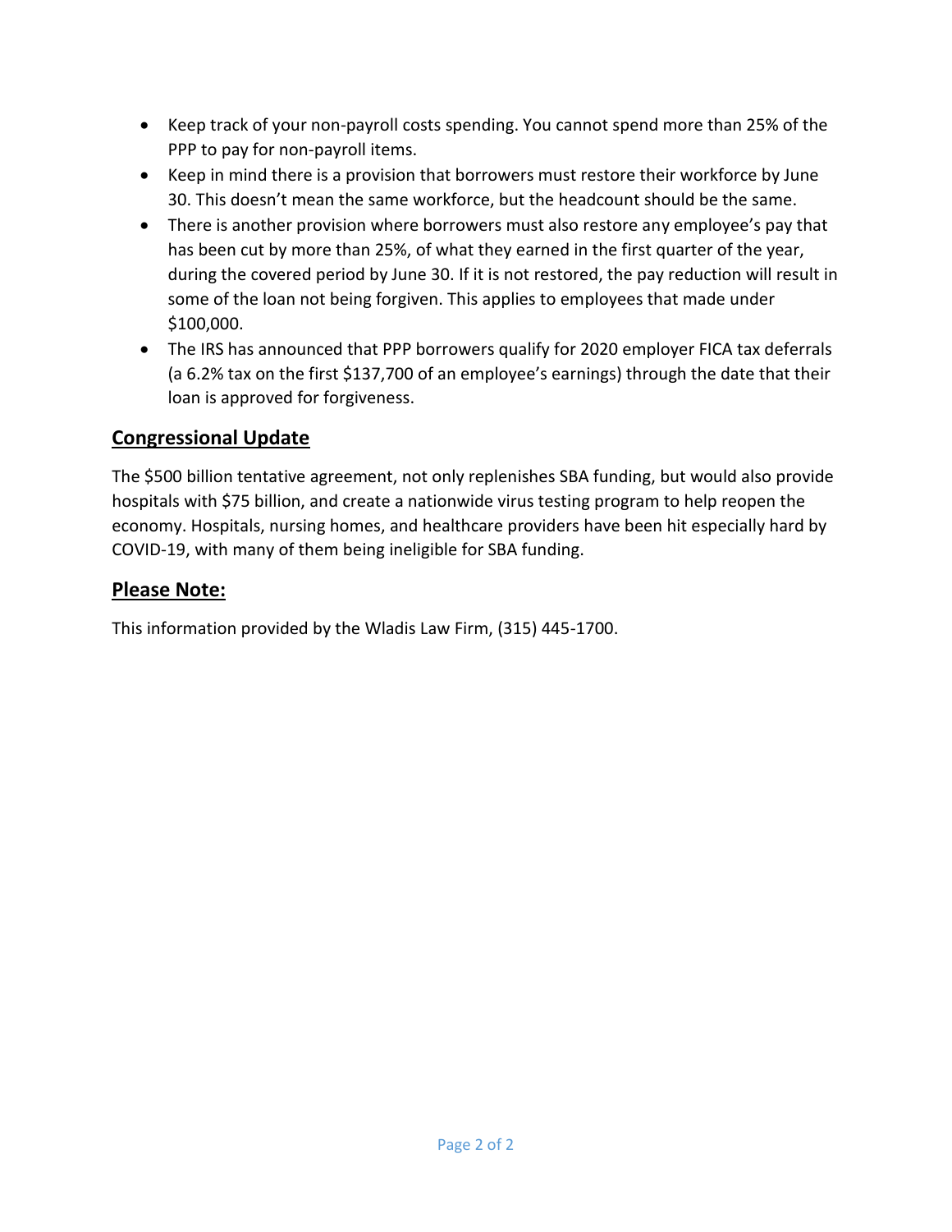- Keep track of your non-payroll costs spending. You cannot spend more than 25% of the PPP to pay for non-payroll items.
- Keep in mind there is a provision that borrowers must restore their workforce by June 30. This doesn't mean the same workforce, but the headcount should be the same.
- There is another provision where borrowers must also restore any employee's pay that has been cut by more than 25%, of what they earned in the first quarter of the year, during the covered period by June 30. If it is not restored, the pay reduction will result in some of the loan not being forgiven. This applies to employees that made under $100,000.
- The IRS has announced that PPP borrowers qualify for 2020 employer FICA tax deferrals (a 6.2% tax on the first $137,700 of an employee's earnings) through the date that their loan is approved for forgiveness.

## **Congressional Update**

The $500 billion tentative agreement, not only replenishes SBA funding, but would also provide hospitals with $75 billion, and create a nationwide virus testing program to help reopen the economy. Hospitals, nursing homes, and healthcare providers have been hit especially hard by COVID-19, with many of them being ineligible for SBA funding.

## **Please Note:**

This information provided by the Wladis Law Firm, (315) 445-1700.